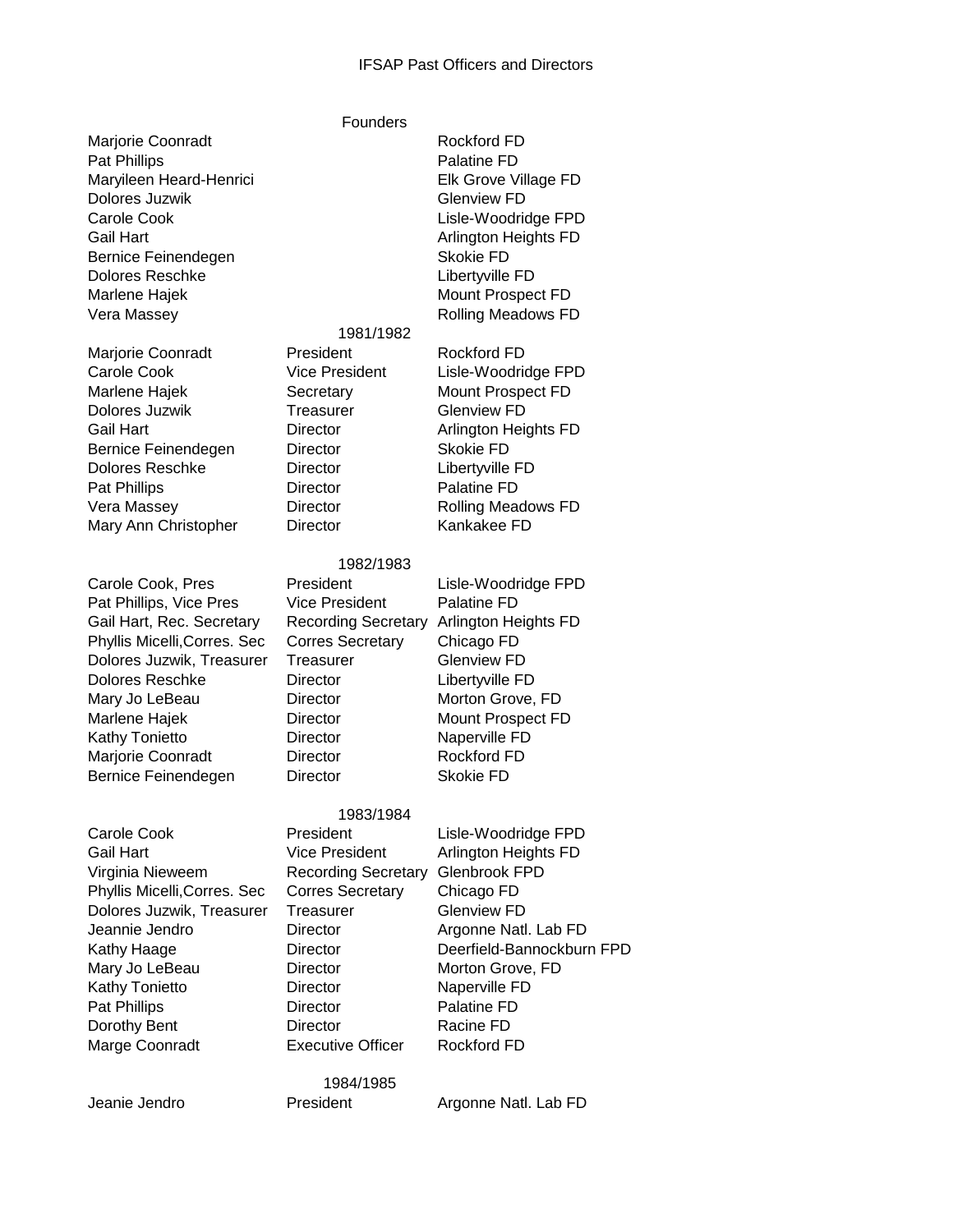# IFSAP Past Officers and Directors

## Founders

| Name | Title | Department |
|---|---|---|
| Marjorie Coonradt | | Rockford FD |
| Pat Phillips | | Palatine FD |
| Maryileen Heard-Henrici | | Elk Grove Village FD |
| Dolores Juzwik | | Glenview FD |
| Carole Cook | | Lisle-Woodridge FPD |
| Gail Hart | | Arlington Heights FD |
| Bernice Feinendegen | | Skokie FD |
| Dolores Reschke | | Libertyville FD |
| Marlene Hajek | | Mount Prospect FD |
| Vera Massey | | Rolling Meadows FD |

## 1981/1982

| Name | Title | Department |
|---|---|---|
| Marjorie Coonradt | President | Rockford FD |
| Carole Cook | Vice President | Lisle-Woodridge FPD |
| Marlene Hajek | Secretary | Mount Prospect FD |
| Dolores Juzwik | Treasurer | Glenview FD |
| Gail Hart | Director | Arlington Heights FD |
| Bernice Feinendegen | Director | Skokie FD |
| Dolores Reschke | Director | Libertyville FD |
| Pat Phillips | Director | Palatine FD |
| Vera Massey | Director | Rolling Meadows FD |
| Mary Ann Christopher | Director | Kankakee FD |

## 1982/1983

| Name | Title | Department |
|---|---|---|
| Carole Cook, Pres | President | Lisle-Woodridge FPD |
| Pat Phillips, Vice Pres | Vice President | Palatine FD |
| Gail Hart, Rec. Secretary | Recording Secretary | Arlington Heights FD |
| Phyllis Micelli,Corres. Sec | Corres Secretary | Chicago FD |
| Dolores Juzwik, Treasurer | Treasurer | Glenview FD |
| Dolores Reschke | Director | Libertyville FD |
| Mary Jo LeBeau | Director | Morton Grove, FD |
| Marlene Hajek | Director | Mount Prospect FD |
| Kathy Tonietto | Director | Naperville FD |
| Marjorie Coonradt | Director | Rockford FD |
| Bernice Feinendegen | Director | Skokie FD |

## 1983/1984

| Name | Title | Department |
|---|---|---|
| Carole Cook | President | Lisle-Woodridge FPD |
| Gail Hart | Vice President | Arlington Heights FD |
| Virginia Nieweem | Recording Secretary | Glenbrook FPD |
| Phyllis Micelli,Corres. Sec | Corres Secretary | Chicago FD |
| Dolores Juzwik, Treasurer | Treasurer | Glenview FD |
| Jeannie Jendro | Director | Argonne Natl. Lab FD |
| Kathy Haage | Director | Deerfield-Bannockburn FPD |
| Mary Jo LeBeau | Director | Morton Grove, FD |
| Kathy Tonietto | Director | Naperville FD |
| Pat Phillips | Director | Palatine FD |
| Dorothy Bent | Director | Racine FD |
| Marge Coonradt | Executive Officer | Rockford FD |

## 1984/1985

| Name | Title | Department |
|---|---|---|
| Jeanie Jendro | President | Argonne Natl. Lab FD |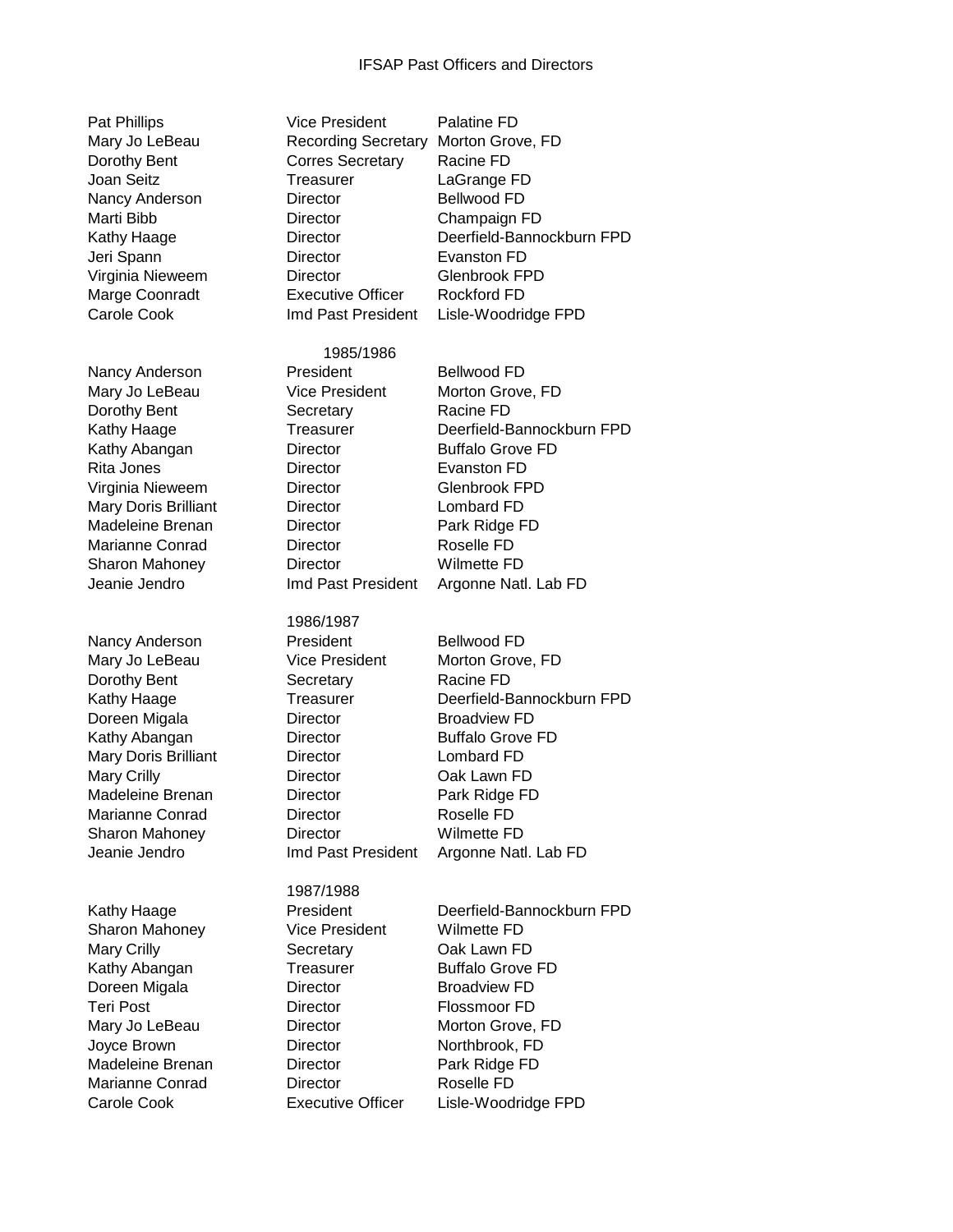# IFSAP Past Officers and Directors

| | | |
|---|---|---|
| Pat Phillips | Vice President | Palatine FD |
| Mary Jo LeBeau | Recording Secretary | Morton Grove, FD |
| Dorothy Bent | Corres Secretary | Racine FD |
| Joan Seitz | Treasurer | LaGrange FD |
| Nancy Anderson | Director | Bellwood FD |
| Marti Bibb | Director | Champaign FD |
| Kathy Haage | Director | Deerfield-Bannockburn FPD |
| Jeri Spann | Director | Evanston FD |
| Virginia Nieweem | Director | Glenbrook FPD |
| Marge Coonradt | Executive Officer | Rockford FD |
| Carole Cook | Imd Past President | Lisle-Woodridge FPD |

## 1985/1986

| | | |
|---|---|---|
| Nancy Anderson | President | Bellwood FD |
| Mary Jo LeBeau | Vice President | Morton Grove, FD |
| Dorothy Bent | Secretary | Racine FD |
| Kathy Haage | Treasurer | Deerfield-Bannockburn FPD |
| Kathy Abangan | Director | Buffalo Grove FD |
| Rita Jones | Director | Evanston FD |
| Virginia Nieweem | Director | Glenbrook FPD |
| Mary Doris Brilliant | Director | Lombard FD |
| Madeleine Brenan | Director | Park Ridge FD |
| Marianne Conrad | Director | Roselle FD |
| Sharon Mahoney | Director | Wilmette FD |
| Jeanie Jendro | Imd Past President | Argonne Natl. Lab FD |

## 1986/1987

| | | |
|---|---|---|
| Nancy Anderson | President | Bellwood FD |
| Mary Jo LeBeau | Vice President | Morton Grove, FD |
| Dorothy Bent | Secretary | Racine FD |
| Kathy Haage | Treasurer | Deerfield-Bannockburn FPD |
| Doreen Migala | Director | Broadview FD |
| Kathy Abangan | Director | Buffalo Grove FD |
| Mary Doris Brilliant | Director | Lombard FD |
| Mary Crilly | Director | Oak Lawn FD |
| Madeleine Brenan | Director | Park Ridge FD |
| Marianne Conrad | Director | Roselle FD |
| Sharon Mahoney | Director | Wilmette FD |
| Jeanie Jendro | Imd Past President | Argonne Natl. Lab FD |

## 1987/1988

| | | |
|---|---|---|
| Kathy Haage | President | Deerfield-Bannockburn FPD |
| Sharon Mahoney | Vice President | Wilmette FD |
| Mary Crilly | Secretary | Oak Lawn FD |
| Kathy Abangan | Treasurer | Buffalo Grove FD |
| Doreen Migala | Director | Broadview FD |
| Teri Post | Director | Flossmoor FD |
| Mary Jo LeBeau | Director | Morton Grove, FD |
| Joyce Brown | Director | Northbrook, FD |
| Madeleine Brenan | Director | Park Ridge FD |
| Marianne Conrad | Director | Roselle FD |
| Carole Cook | Executive Officer | Lisle-Woodridge FPD |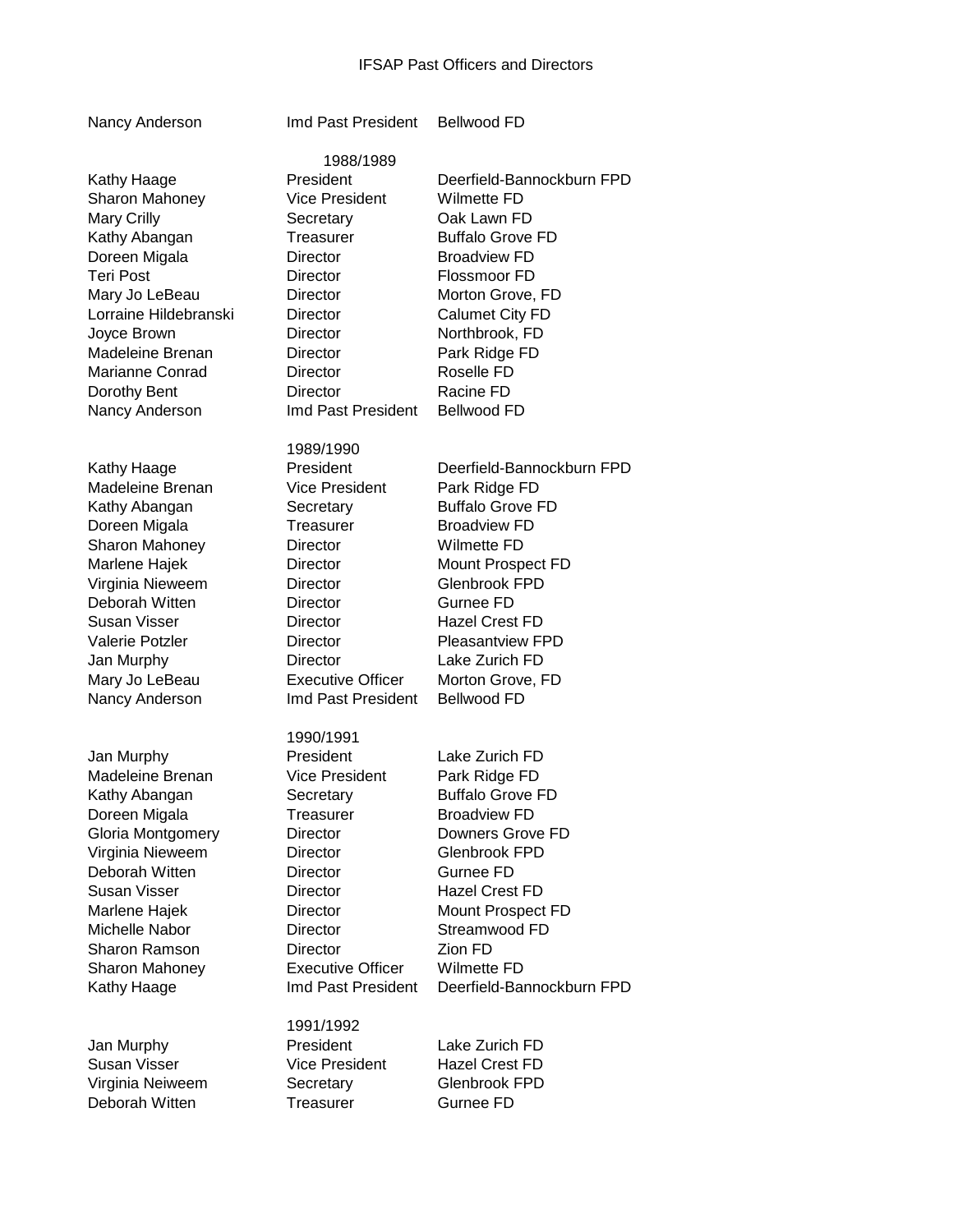IFSAP Past Officers and Directors

| | | |
|---|---|---|
| Nancy Anderson | Imd Past President | Bellwood FD |

**1988/1989**

| | | |
|---|---|---|
| Kathy Haage | President | Deerfield-Bannockburn FPD |
| Sharon Mahoney | Vice President | Wilmette FD |
| Mary Crilly | Secretary | Oak Lawn FD |
| Kathy Abangan | Treasurer | Buffalo Grove FD |
| Doreen Migala | Director | Broadview FD |
| Teri Post | Director | Flossmoor FD |
| Mary Jo LeBeau | Director | Morton Grove, FD |
| Lorraine Hildebranski | Director | Calumet City FD |
| Joyce Brown | Director | Northbrook, FD |
| Madeleine Brenan | Director | Park Ridge FD |
| Marianne Conrad | Director | Roselle FD |
| Dorothy Bent | Director | Racine FD |
| Nancy Anderson | Imd Past President | Bellwood FD |

**1989/1990**

| | | |
|---|---|---|
| Kathy Haage | President | Deerfield-Bannockburn FPD |
| Madeleine Brenan | Vice President | Park Ridge FD |
| Kathy Abangan | Secretary | Buffalo Grove FD |
| Doreen Migala | Treasurer | Broadview FD |
| Sharon Mahoney | Director | Wilmette FD |
| Marlene Hajek | Director | Mount Prospect FD |
| Virginia Nieweem | Director | Glenbrook FPD |
| Deborah Witten | Director | Gurnee FD |
| Susan Visser | Director | Hazel Crest FD |
| Valerie Potzler | Director | Pleasantview FPD |
| Jan Murphy | Director | Lake Zurich FD |
| Mary Jo LeBeau | Executive Officer | Morton Grove, FD |
| Nancy Anderson | Imd Past President | Bellwood FD |

**1990/1991**

| | | |
|---|---|---|
| Jan Murphy | President | Lake Zurich FD |
| Madeleine Brenan | Vice President | Park Ridge FD |
| Kathy Abangan | Secretary | Buffalo Grove FD |
| Doreen Migala | Treasurer | Broadview FD |
| Gloria Montgomery | Director | Downers Grove FD |
| Virginia Nieweem | Director | Glenbrook FPD |
| Deborah Witten | Director | Gurnee FD |
| Susan Visser | Director | Hazel Crest FD |
| Marlene Hajek | Director | Mount Prospect FD |
| Michelle Nabor | Director | Streamwood FD |
| Sharon Ramson | Director | Zion FD |
| Sharon Mahoney | Executive Officer | Wilmette FD |
| Kathy Haage | Imd Past President | Deerfield-Bannockburn FPD |

**1991/1992**

| | | |
|---|---|---|
| Jan Murphy | President | Lake Zurich FD |
| Susan Visser | Vice President | Hazel Crest FD |
| Virginia Neiweem | Secretary | Glenbrook FPD |
| Deborah Witten | Treasurer | Gurnee FD |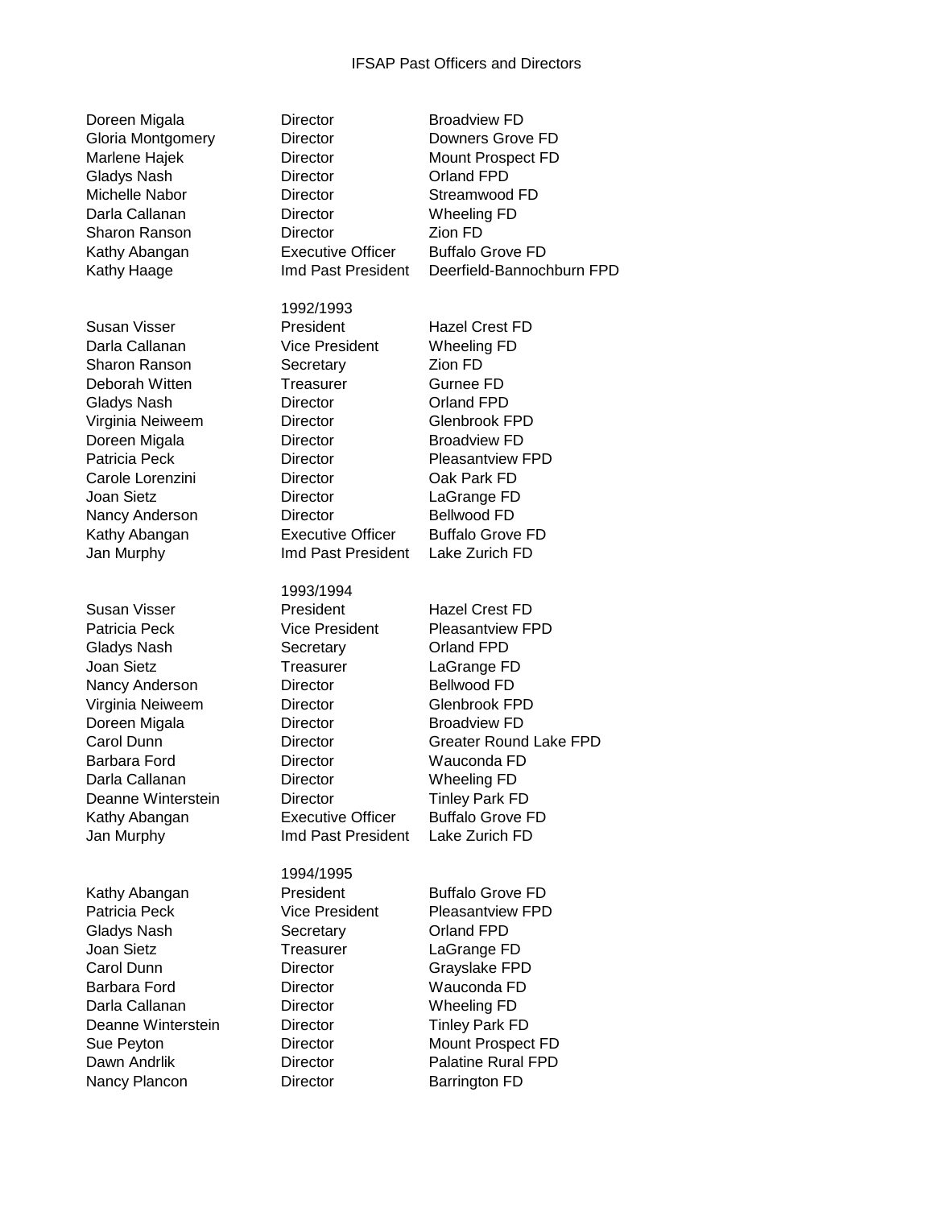IFSAP Past Officers and Directors

| | | |
|---|---|---|
| Doreen Migala | Director | Broadview FD |
| Gloria Montgomery | Director | Downers Grove FD |
| Marlene Hajek | Director | Mount Prospect FD |
| Gladys Nash | Director | Orland FPD |
| Michelle Nabor | Director | Streamwood FD |
| Darla Callanan | Director | Wheeling FD |
| Sharon Ranson | Director | Zion FD |
| Kathy Abangan | Executive Officer | Buffalo Grove FD |
| Kathy Haage | Imd Past President | Deerfield-Bannochburn FPD |

1992/1993

| | | |
|---|---|---|
| Susan Visser | President | Hazel Crest FD |
| Darla Callanan | Vice President | Wheeling FD |
| Sharon Ranson | Secretary | Zion FD |
| Deborah Witten | Treasurer | Gurnee FD |
| Gladys Nash | Director | Orland FPD |
| Virginia Neiweem | Director | Glenbrook FPD |
| Doreen Migala | Director | Broadview FD |
| Patricia Peck | Director | Pleasantview FPD |
| Carole Lorenzini | Director | Oak Park FD |
| Joan Sietz | Director | LaGrange FD |
| Nancy Anderson | Director | Bellwood FD |
| Kathy Abangan | Executive Officer | Buffalo Grove FD |
| Jan Murphy | Imd Past President | Lake Zurich FD |

1993/1994

| | | |
|---|---|---|
| Susan Visser | President | Hazel Crest FD |
| Patricia Peck | Vice President | Pleasantview FPD |
| Gladys Nash | Secretary | Orland FPD |
| Joan Sietz | Treasurer | LaGrange FD |
| Nancy Anderson | Director | Bellwood FD |
| Virginia Neiweem | Director | Glenbrook FPD |
| Doreen Migala | Director | Broadview FD |
| Carol Dunn | Director | Greater Round Lake FPD |
| Barbara Ford | Director | Wauconda FD |
| Darla Callanan | Director | Wheeling FD |
| Deanne Winterstein | Director | Tinley Park FD |
| Kathy Abangan | Executive Officer | Buffalo Grove FD |
| Jan Murphy | Imd Past President | Lake Zurich FD |

1994/1995

| | | |
|---|---|---|
| Kathy Abangan | President | Buffalo Grove FD |
| Patricia Peck | Vice President | Pleasantview FPD |
| Gladys Nash | Secretary | Orland FPD |
| Joan Sietz | Treasurer | LaGrange FD |
| Carol Dunn | Director | Grayslake FPD |
| Barbara Ford | Director | Wauconda FD |
| Darla Callanan | Director | Wheeling FD |
| Deanne Winterstein | Director | Tinley Park FD |
| Sue Peyton | Director | Mount Prospect FD |
| Dawn Andrlik | Director | Palatine Rural FPD |
| Nancy Plancon | Director | Barrington FD |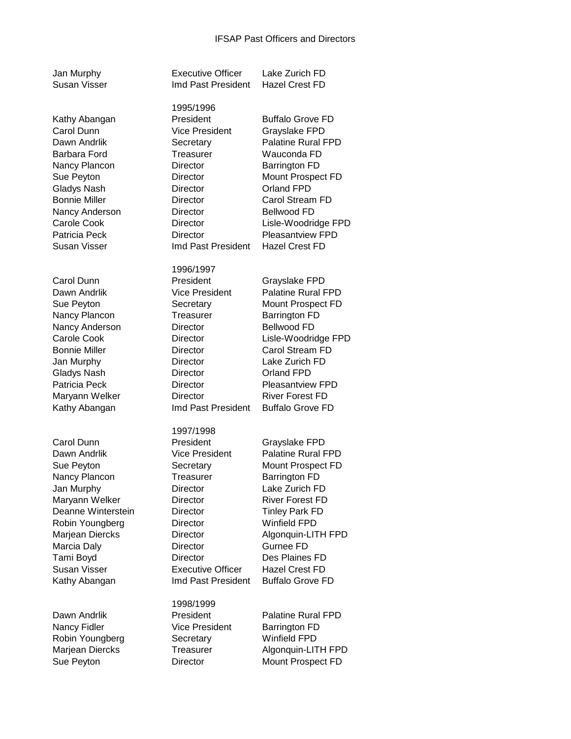# IFSAP Past Officers and Directors

| | | |
|---|---|---|
| Jan Murphy | Executive Officer | Lake Zurich FD |
| Susan Visser | Imd Past President | Hazel Crest FD |

## 1995/1996

| | | |
|---|---|---|
| Kathy Abangan | President | Buffalo Grove FD |
| Carol Dunn | Vice President | Grayslake FPD |
| Dawn Andrlik | Secretary | Palatine Rural FPD |
| Barbara Ford | Treasurer | Wauconda FD |
| Nancy Plancon | Director | Barrington FD |
| Sue Peyton | Director | Mount Prospect FD |
| Gladys Nash | Director | Orland FPD |
| Bonnie Miller | Director | Carol Stream FD |
| Nancy Anderson | Director | Bellwood FD |
| Carole Cook | Director | Lisle-Woodridge FPD |
| Patricia Peck | Director | Pleasantview FPD |
| Susan Visser | Imd Past President | Hazel Crest FD |

## 1996/1997

| | | |
|---|---|---|
| Carol Dunn | President | Grayslake FPD |
| Dawn Andrlik | Vice President | Palatine Rural FPD |
| Sue Peyton | Secretary | Mount Prospect FD |
| Nancy Plancon | Treasurer | Barrington FD |
| Nancy Anderson | Director | Bellwood FD |
| Carole Cook | Director | Lisle-Woodridge FPD |
| Bonnie Miller | Director | Carol Stream FD |
| Jan Murphy | Director | Lake Zurich FD |
| Gladys Nash | Director | Orland FPD |
| Patricia Peck | Director | Pleasantview FPD |
| Maryann Welker | Director | River Forest FD |
| Kathy Abangan | Imd Past President | Buffalo Grove FD |

## 1997/1998

| | | |
|---|---|---|
| Carol Dunn | President | Grayslake FPD |
| Dawn Andrlik | Vice President | Palatine Rural FPD |
| Sue Peyton | Secretary | Mount Prospect FD |
| Nancy Plancon | Treasurer | Barrington FD |
| Jan Murphy | Director | Lake Zurich FD |
| Maryann Welker | Director | River Forest FD |
| Deanne Winterstein | Director | Tinley Park FD |
| Robin Youngberg | Director | Winfield FPD |
| Marjean Diercks | Director | Algonquin-LITH FPD |
| Marcia Daly | Director | Gurnee FD |
| Tami Boyd | Director | Des Plaines FD |
| Susan Visser | Executive Officer | Hazel Crest FD |
| Kathy Abangan | Imd Past President | Buffalo Grove FD |

## 1998/1999

| | | |
|---|---|---|
| Dawn Andrlik | President | Palatine Rural FPD |
| Nancy Fidler | Vice President | Barrington FD |
| Robin Youngberg | Secretary | Winfield FPD |
| Marjean Diercks | Treasurer | Algonquin-LITH FPD |
| Sue Peyton | Director | Mount Prospect FD |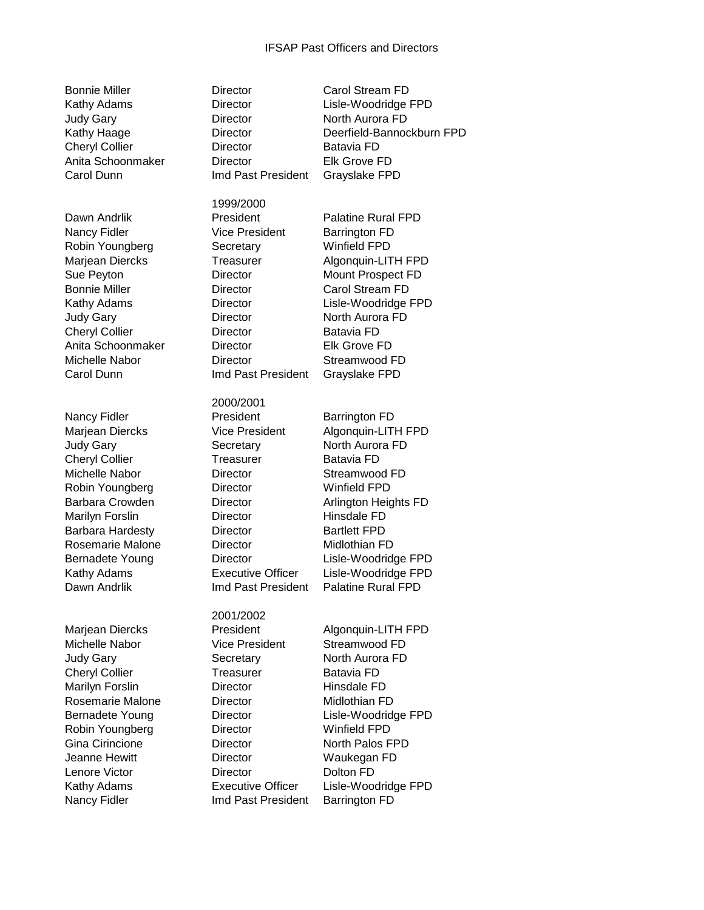| | | |
|---|---|---|
| Bonnie Miller | Director | Carol Stream FD |
| Kathy Adams | Director | Lisle-Woodridge FPD |
| Judy Gary | Director | North Aurora FD |
| Kathy Haage | Director | Deerfield-Bannockburn FPD |
| Cheryl Collier | Director | Batavia FD |
| Anita Schoonmaker | Director | Elk Grove FD |
| Carol Dunn | Imd Past President | Grayslake FPD |

## 1999/2000

| | | |
|---|---|---|
| Dawn Andrlik | President | Palatine Rural FPD |
| Nancy Fidler | Vice President | Barrington FD |
| Robin Youngberg | Secretary | Winfield FPD |
| Marjean Diercks | Treasurer | Algonquin-LITH FPD |
| Sue Peyton | Director | Mount Prospect FD |
| Bonnie Miller | Director | Carol Stream FD |
| Kathy Adams | Director | Lisle-Woodridge FPD |
| Judy Gary | Director | North Aurora FD |
| Cheryl Collier | Director | Batavia FD |
| Anita Schoonmaker | Director | Elk Grove FD |
| Michelle Nabor | Director | Streamwood FD |
| Carol Dunn | Imd Past President | Grayslake FPD |

## 2000/2001

| | | |
|---|---|---|
| Nancy Fidler | President | Barrington FD |
| Marjean Diercks | Vice President | Algonquin-LITH FPD |
| Judy Gary | Secretary | North Aurora FD |
| Cheryl Collier | Treasurer | Batavia FD |
| Michelle Nabor | Director | Streamwood FD |
| Robin Youngberg | Director | Winfield FPD |
| Barbara Crowden | Director | Arlington Heights FD |
| Marilyn Forslin | Director | Hinsdale FD |
| Barbara Hardesty | Director | Bartlett FPD |
| Rosemarie Malone | Director | Midlothian FD |
| Bernadete Young | Director | Lisle-Woodridge FPD |
| Kathy Adams | Executive Officer | Lisle-Woodridge FPD |
| Dawn Andrlik | Imd Past President | Palatine Rural FPD |

## 2001/2002

| | | |
|---|---|---|
| Marjean Diercks | President | Algonquin-LITH FPD |
| Michelle Nabor | Vice President | Streamwood FD |
| Judy Gary | Secretary | North Aurora FD |
| Cheryl Collier | Treasurer | Batavia FD |
| Marilyn Forslin | Director | Hinsdale FD |
| Rosemarie Malone | Director | Midlothian FD |
| Bernadete Young | Director | Lisle-Woodridge FPD |
| Robin Youngberg | Director | Winfield FPD |
| Gina Cirincione | Director | North Palos FPD |
| Jeanne Hewitt | Director | Waukegan FD |
| Lenore Victor | Director | Dolton FD |
| Kathy Adams | Executive Officer | Lisle-Woodridge FPD |
| Nancy Fidler | Imd Past President | Barrington FD |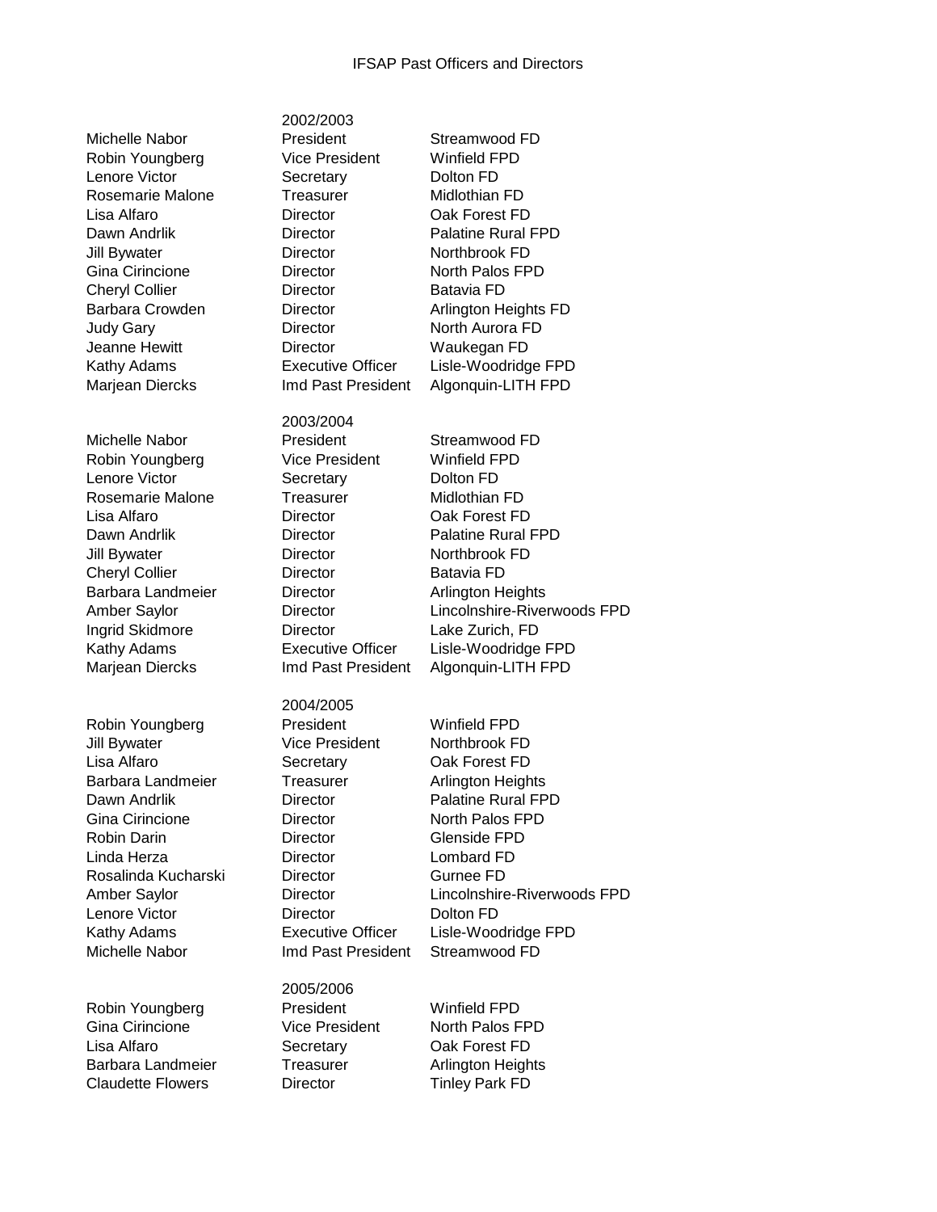# IFSAP Past Officers and Directors

## 2002/2003

| Name | Position | Department |
|---|---|---|
| Michelle Nabor | President | Streamwood FD |
| Robin Youngberg | Vice President | Winfield FPD |
| Lenore Victor | Secretary | Dolton FD |
| Rosemarie Malone | Treasurer | Midlothian FD |
| Lisa Alfaro | Director | Oak Forest FD |
| Dawn Andrlik | Director | Palatine Rural FPD |
| Jill Bywater | Director | Northbrook FD |
| Gina Cirincione | Director | North Palos FPD |
| Cheryl Collier | Director | Batavia FD |
| Barbara Crowden | Director | Arlington Heights FD |
| Judy Gary | Director | North Aurora FD |
| Jeanne Hewitt | Director | Waukegan FD |
| Kathy Adams | Executive Officer | Lisle-Woodridge FPD |
| Marjean Diercks | Imd Past President | Algonquin-LITH FPD |

## 2003/2004

| Name | Position | Department |
|---|---|---|
| Michelle Nabor | President | Streamwood FD |
| Robin Youngberg | Vice President | Winfield FPD |
| Lenore Victor | Secretary | Dolton FD |
| Rosemarie Malone | Treasurer | Midlothian FD |
| Lisa Alfaro | Director | Oak Forest FD |
| Dawn Andrlik | Director | Palatine Rural FPD |
| Jill Bywater | Director | Northbrook FD |
| Cheryl Collier | Director | Batavia FD |
| Barbara Landmeier | Director | Arlington Heights |
| Amber Saylor | Director | Lincolnshire-Riverwoods FPD |
| Ingrid Skidmore | Director | Lake Zurich, FD |
| Kathy Adams | Executive Officer | Lisle-Woodridge FPD |
| Marjean Diercks | Imd Past President | Algonquin-LITH FPD |

## 2004/2005

| Name | Position | Department |
|---|---|---|
| Robin Youngberg | President | Winfield FPD |
| Jill Bywater | Vice President | Northbrook FD |
| Lisa Alfaro | Secretary | Oak Forest FD |
| Barbara Landmeier | Treasurer | Arlington Heights |
| Dawn Andrlik | Director | Palatine Rural FPD |
| Gina Cirincione | Director | North Palos FPD |
| Robin Darin | Director | Glenside FPD |
| Linda Herza | Director | Lombard FD |
| Rosalinda Kucharski | Director | Gurnee FD |
| Amber Saylor | Director | Lincolnshire-Riverwoods FPD |
| Lenore Victor | Director | Dolton FD |
| Kathy Adams | Executive Officer | Lisle-Woodridge FPD |
| Michelle Nabor | Imd Past President | Streamwood FD |

## 2005/2006

| Name | Position | Department |
|---|---|---|
| Robin Youngberg | President | Winfield FPD |
| Gina Cirincione | Vice President | North Palos FPD |
| Lisa Alfaro | Secretary | Oak Forest FD |
| Barbara Landmeier | Treasurer | Arlington Heights |
| Claudette Flowers | Director | Tinley Park FD |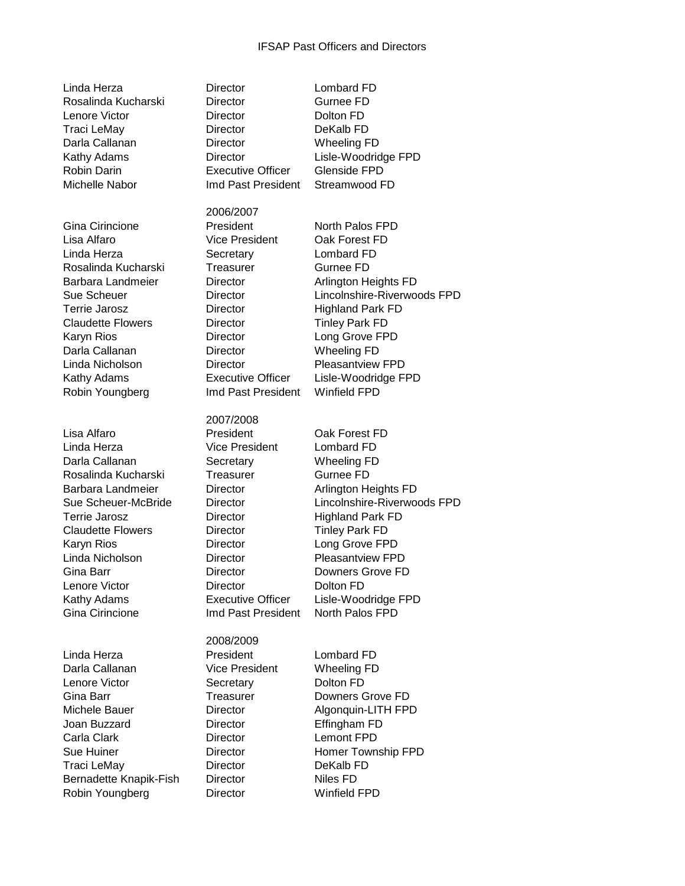IFSAP Past Officers and Directors

| | | |
|---|---|---|
| Linda Herza | Director | Lombard FD |
| Rosalinda Kucharski | Director | Gurnee FD |
| Lenore Victor | Director | Dolton FD |
| Traci LeMay | Director | DeKalb FD |
| Darla Callanan | Director | Wheeling FD |
| Kathy Adams | Director | Lisle-Woodridge FPD |
| Robin Darin | Executive Officer | Glenside FPD |
| Michelle Nabor | Imd Past President | Streamwood FD |

**2006/2007**

| | | |
|---|---|---|
| Gina Cirincione | President | North Palos FPD |
| Lisa Alfaro | Vice President | Oak Forest FD |
| Linda Herza | Secretary | Lombard FD |
| Rosalinda Kucharski | Treasurer | Gurnee FD |
| Barbara Landmeier | Director | Arlington Heights FD |
| Sue Scheuer | Director | Lincolnshire-Riverwoods FPD |
| Terrie Jarosz | Director | Highland Park FD |
| Claudette Flowers | Director | Tinley Park FD |
| Karyn Rios | Director | Long Grove FPD |
| Darla Callanan | Director | Wheeling FD |
| Linda Nicholson | Director | Pleasantview FPD |
| Kathy Adams | Executive Officer | Lisle-Woodridge FPD |
| Robin Youngberg | Imd Past President | Winfield FPD |

**2007/2008**

| | | |
|---|---|---|
| Lisa Alfaro | President | Oak Forest FD |
| Linda Herza | Vice President | Lombard FD |
| Darla Callanan | Secretary | Wheeling FD |
| Rosalinda Kucharski | Treasurer | Gurnee FD |
| Barbara Landmeier | Director | Arlington Heights FD |
| Sue Scheuer-McBride | Director | Lincolnshire-Riverwoods FPD |
| Terrie Jarosz | Director | Highland Park FD |
| Claudette Flowers | Director | Tinley Park FD |
| Karyn Rios | Director | Long Grove FPD |
| Linda Nicholson | Director | Pleasantview FPD |
| Gina Barr | Director | Downers Grove FD |
| Lenore Victor | Director | Dolton FD |
| Kathy Adams | Executive Officer | Lisle-Woodridge FPD |
| Gina Cirincione | Imd Past President | North Palos FPD |

**2008/2009**

| | | |
|---|---|---|
| Linda Herza | President | Lombard FD |
| Darla Callanan | Vice President | Wheeling FD |
| Lenore Victor | Secretary | Dolton FD |
| Gina Barr | Treasurer | Downers Grove FD |
| Michele Bauer | Director | Algonquin-LITH FPD |
| Joan Buzzard | Director | Effingham FD |
| Carla Clark | Director | Lemont FPD |
| Sue Huiner | Director | Homer Township FPD |
| Traci LeMay | Director | DeKalb FD |
| Bernadette Knapik-Fish | Director | Niles FD |
| Robin Youngberg | Director | Winfield FPD |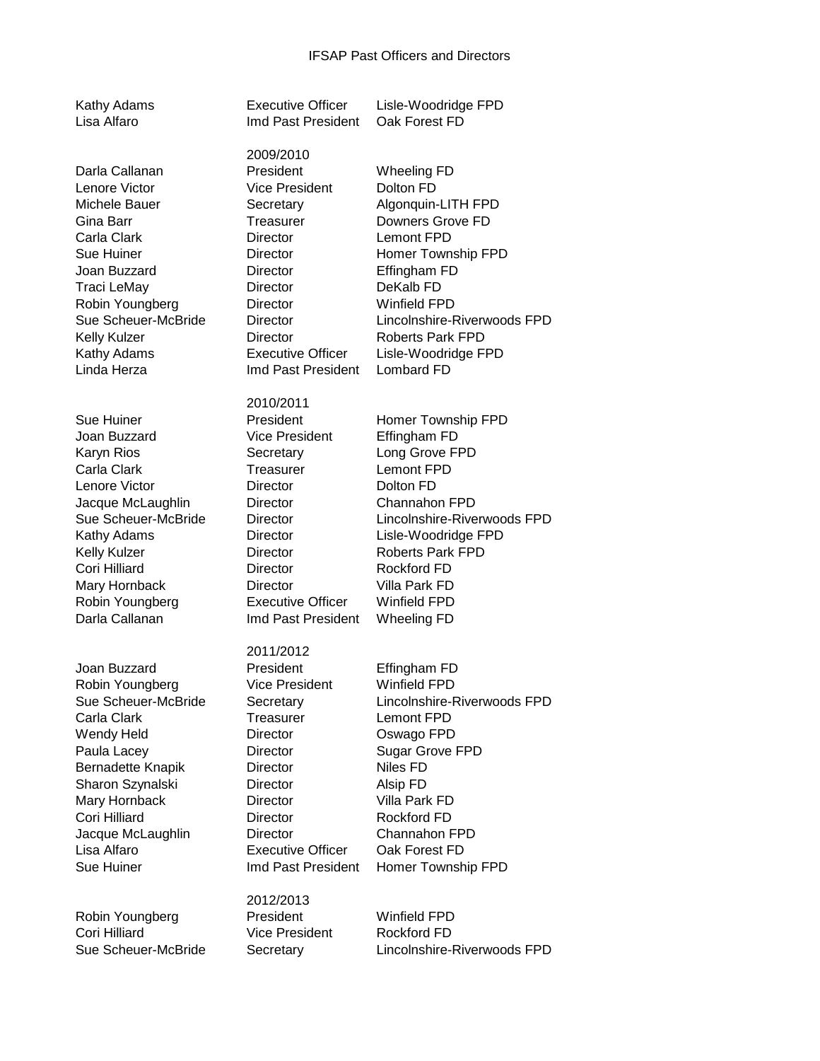IFSAP Past Officers and Directors

| | | |
|---|---|---|
| Kathy Adams | Executive Officer | Lisle-Woodridge FPD |
| Lisa Alfaro | Imd Past President | Oak Forest FD |

2009/2010

| | | |
|---|---|---|
| Darla Callanan | President | Wheeling FD |
| Lenore Victor | Vice President | Dolton FD |
| Michele Bauer | Secretary | Algonquin-LITH FPD |
| Gina Barr | Treasurer | Downers Grove FD |
| Carla Clark | Director | Lemont FPD |
| Sue Huiner | Director | Homer Township FPD |
| Joan Buzzard | Director | Effingham FD |
| Traci LeMay | Director | DeKalb FD |
| Robin Youngberg | Director | Winfield FPD |
| Sue Scheuer-McBride | Director | Lincolnshire-Riverwoods FPD |
| Kelly Kulzer | Director | Roberts Park FPD |
| Kathy Adams | Executive Officer | Lisle-Woodridge FPD |
| Linda Herza | Imd Past President | Lombard FD |

2010/2011

| | | |
|---|---|---|
| Sue Huiner | President | Homer Township FPD |
| Joan Buzzard | Vice President | Effingham FD |
| Karyn Rios | Secretary | Long Grove FPD |
| Carla Clark | Treasurer | Lemont FPD |
| Lenore Victor | Director | Dolton FD |
| Jacque McLaughlin | Director | Channahon FPD |
| Sue Scheuer-McBride | Director | Lincolnshire-Riverwoods FPD |
| Kathy Adams | Director | Lisle-Woodridge FPD |
| Kelly Kulzer | Director | Roberts Park FPD |
| Cori Hilliard | Director | Rockford FD |
| Mary Hornback | Director | Villa Park FD |
| Robin Youngberg | Executive Officer | Winfield FPD |
| Darla Callanan | Imd Past President | Wheeling FD |

2011/2012

| | | |
|---|---|---|
| Joan Buzzard | President | Effingham FD |
| Robin Youngberg | Vice President | Winfield FPD |
| Sue Scheuer-McBride | Secretary | Lincolnshire-Riverwoods FPD |
| Carla Clark | Treasurer | Lemont FPD |
| Wendy Held | Director | Oswago FPD |
| Paula Lacey | Director | Sugar Grove FPD |
| Bernadette Knapik | Director | Niles FD |
| Sharon Szynalski | Director | Alsip FD |
| Mary Hornback | Director | Villa Park FD |
| Cori Hilliard | Director | Rockford FD |
| Jacque McLaughlin | Director | Channahon FPD |
| Lisa Alfaro | Executive Officer | Oak Forest FD |
| Sue Huiner | Imd Past President | Homer Township FPD |

2012/2013

| | | |
|---|---|---|
| Robin Youngberg | President | Winfield FPD |
| Cori Hilliard | Vice President | Rockford FD |
| Sue Scheuer-McBride | Secretary | Lincolnshire-Riverwoods FPD |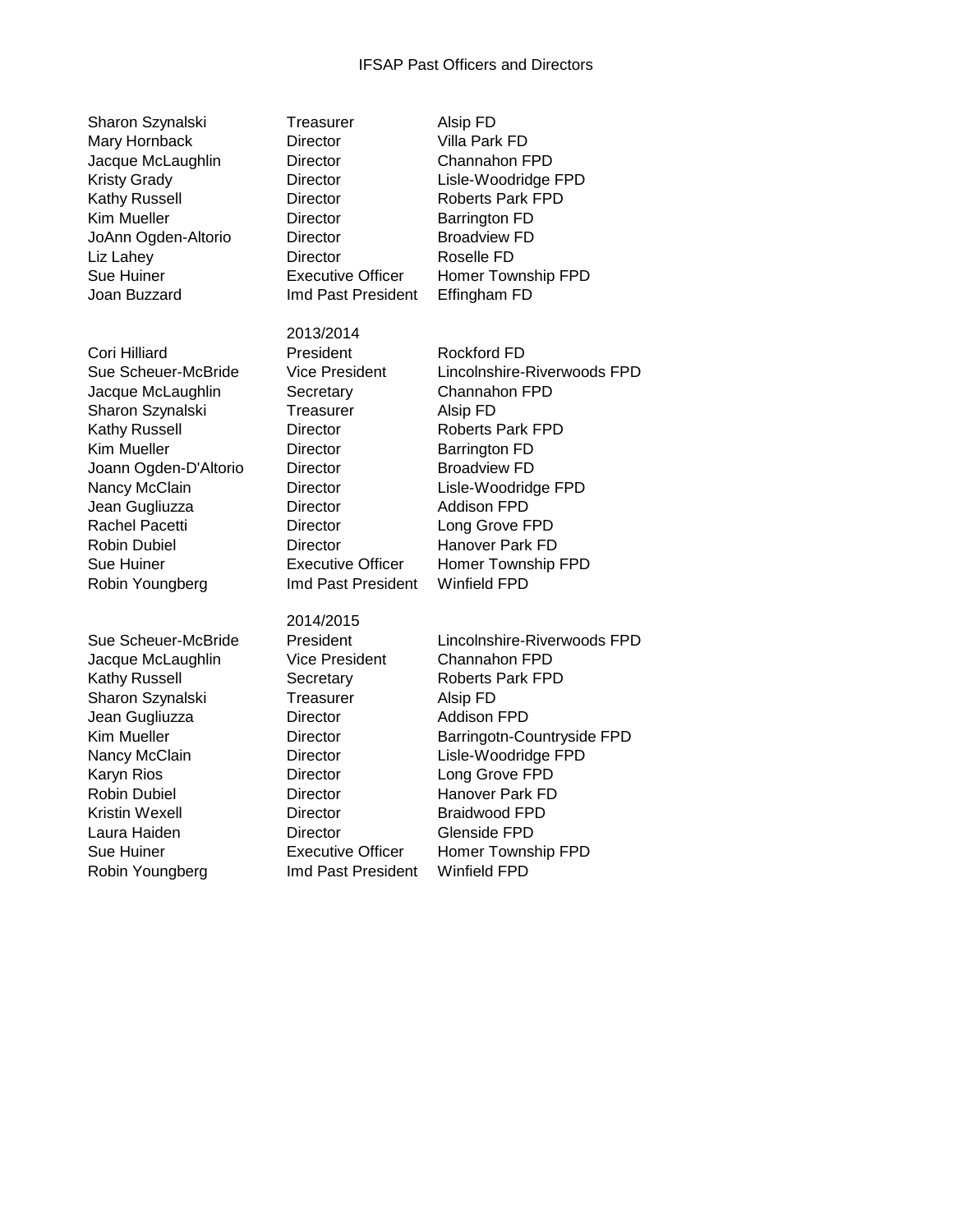IFSAP Past Officers and Directors

| | | |
|---|---|---|
| Sharon Szynalski | Treasurer | Alsip FD |
| Mary Hornback | Director | Villa Park FD |
| Jacque McLaughlin | Director | Channahon FPD |
| Kristy Grady | Director | Lisle-Woodridge FPD |
| Kathy Russell | Director | Roberts Park FPD |
| Kim Mueller | Director | Barrington FD |
| JoAnn Ogden-Altorio | Director | Broadview FD |
| Liz Lahey | Director | Roselle FD |
| Sue Huiner | Executive Officer | Homer Township FPD |
| Joan Buzzard | Imd Past President | Effingham FD |

**2013/2014**

| | | |
|---|---|---|
| Cori Hilliard | President | Rockford FD |
| Sue Scheuer-McBride | Vice President | Lincolnshire-Riverwoods FPD |
| Jacque McLaughlin | Secretary | Channahon FPD |
| Sharon Szynalski | Treasurer | Alsip FD |
| Kathy Russell | Director | Roberts Park FPD |
| Kim Mueller | Director | Barrington FD |
| Joann Ogden-D'Altorio | Director | Broadview FD |
| Nancy McClain | Director | Lisle-Woodridge FPD |
| Jean Gugliuzza | Director | Addison FPD |
| Rachel Pacetti | Director | Long Grove FPD |
| Robin Dubiel | Director | Hanover Park FD |
| Sue Huiner | Executive Officer | Homer Township FPD |
| Robin Youngberg | Imd Past President | Winfield FPD |

**2014/2015**

| | | |
|---|---|---|
| Sue Scheuer-McBride | President | Lincolnshire-Riverwoods FPD |
| Jacque McLaughlin | Vice President | Channahon FPD |
| Kathy Russell | Secretary | Roberts Park FPD |
| Sharon Szynalski | Treasurer | Alsip FD |
| Jean Gugliuzza | Director | Addison FPD |
| Kim Mueller | Director | Barringotn-Countryside FPD |
| Nancy McClain | Director | Lisle-Woodridge FPD |
| Karyn Rios | Director | Long Grove FPD |
| Robin Dubiel | Director | Hanover Park FD |
| Kristin Wexell | Director | Braidwood FPD |
| Laura Haiden | Director | Glenside FPD |
| Sue Huiner | Executive Officer | Homer Township FPD |
| Robin Youngberg | Imd Past President | Winfield FPD |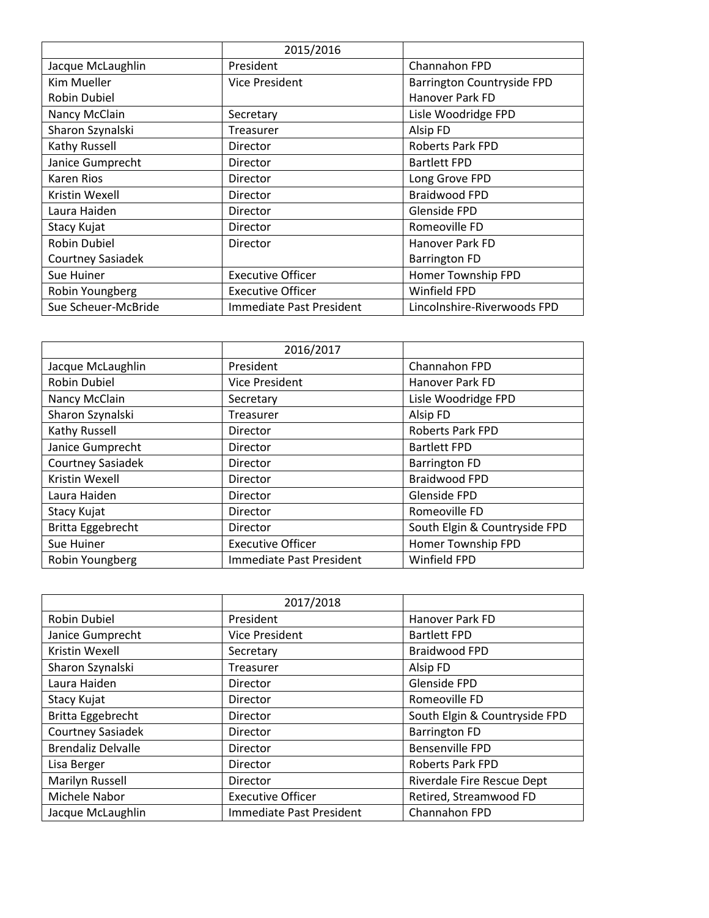| | 2015/2016 | |
|---|---|---|
| Jacque McLaughlin | President | Channahon FPD |
| Kim Mueller<br>Robin Dubiel | Vice President | Barrington Countryside FPD<br>Hanover Park FD |
| Nancy McClain | Secretary | Lisle Woodridge FPD |
| Sharon Szynalski | Treasurer | Alsip FD |
| Kathy Russell | Director | Roberts Park FPD |
| Janice Gumprecht | Director | Bartlett FPD |
| Karen Rios | Director | Long Grove FPD |
| Kristin Wexell | Director | Braidwood FPD |
| Laura Haiden | Director | Glenside FPD |
| Stacy Kujat | Director | Romeoville FD |
| Robin Dubiel<br>Courtney Sasiadek | Director | Hanover Park FD<br>Barrington FD |
| Sue Huiner | Executive Officer | Homer Township FPD |
| Robin Youngberg | Executive Officer | Winfield FPD |
| Sue Scheuer-McBride | Immediate Past President | Lincolnshire-Riverwoods FPD |

| | 2016/2017 | |
|---|---|---|
| Jacque McLaughlin | President | Channahon FPD |
| Robin Dubiel | Vice President | Hanover Park FD |
| Nancy McClain | Secretary | Lisle Woodridge FPD |
| Sharon Szynalski | Treasurer | Alsip FD |
| Kathy Russell | Director | Roberts Park FPD |
| Janice Gumprecht | Director | Bartlett FPD |
| Courtney Sasiadek | Director | Barrington FD |
| Kristin Wexell | Director | Braidwood FPD |
| Laura Haiden | Director | Glenside FPD |
| Stacy Kujat | Director | Romeoville FD |
| Britta Eggebrecht | Director | South Elgin & Countryside FPD |
| Sue Huiner | Executive Officer | Homer Township FPD |
| Robin Youngberg | Immediate Past President | Winfield FPD |

| | 2017/2018 | |
|---|---|---|
| Robin Dubiel | President | Hanover Park FD |
| Janice Gumprecht | Vice President | Bartlett FPD |
| Kristin Wexell | Secretary | Braidwood FPD |
| Sharon Szynalski | Treasurer | Alsip FD |
| Laura Haiden | Director | Glenside FPD |
| Stacy Kujat | Director | Romeoville FD |
| Britta Eggebrecht | Director | South Elgin & Countryside FPD |
| Courtney Sasiadek | Director | Barrington FD |
| Brendaliz Delvalle | Director | Bensenville FPD |
| Lisa Berger | Director | Roberts Park FPD |
| Marilyn Russell | Director | Riverdale Fire Rescue Dept |
| Michele Nabor | Executive Officer | Retired, Streamwood FD |
| Jacque McLaughlin | Immediate Past President | Channahon FPD |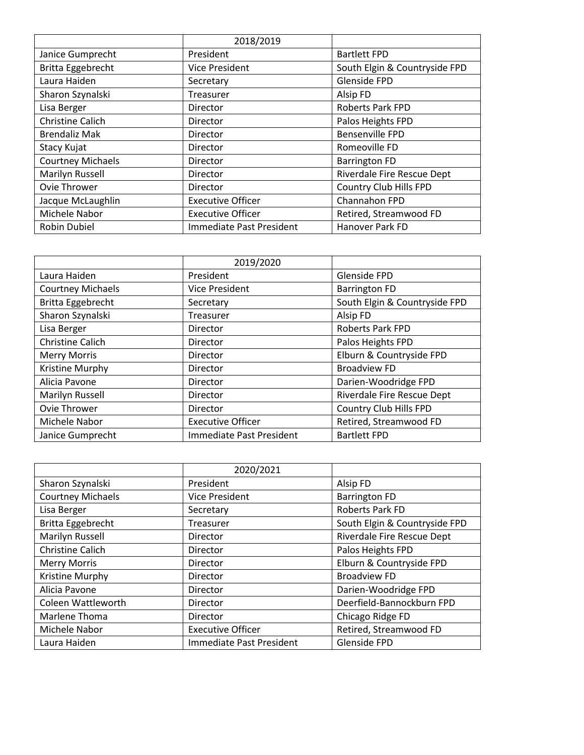| | 2018/2019 | |
|---|---|---|
| Janice Gumprecht | President | Bartlett FPD |
| Britta Eggebrecht | Vice President | South Elgin & Countryside FPD |
| Laura Haiden | Secretary | Glenside FPD |
| Sharon Szynalski | Treasurer | Alsip FD |
| Lisa Berger | Director | Roberts Park FPD |
| Christine Calich | Director | Palos Heights FPD |
| Brendaliz Mak | Director | Bensenville FPD |
| Stacy Kujat | Director | Romeoville FD |
| Courtney Michaels | Director | Barrington FD |
| Marilyn Russell | Director | Riverdale Fire Rescue Dept |
| Ovie Thrower | Director | Country Club Hills FPD |
| Jacque McLaughlin | Executive Officer | Channahon FPD |
| Michele Nabor | Executive Officer | Retired, Streamwood FD |
| Robin Dubiel | Immediate Past President | Hanover Park FD |

| | 2019/2020 | |
|---|---|---|
| Laura Haiden | President | Glenside FPD |
| Courtney Michaels | Vice President | Barrington FD |
| Britta Eggebrecht | Secretary | South Elgin & Countryside FPD |
| Sharon Szynalski | Treasurer | Alsip FD |
| Lisa Berger | Director | Roberts Park FPD |
| Christine Calich | Director | Palos Heights FPD |
| Merry Morris | Director | Elburn & Countryside FPD |
| Kristine Murphy | Director | Broadview FD |
| Alicia Pavone | Director | Darien-Woodridge FPD |
| Marilyn Russell | Director | Riverdale Fire Rescue Dept |
| Ovie Thrower | Director | Country Club Hills FPD |
| Michele Nabor | Executive Officer | Retired, Streamwood FD |
| Janice Gumprecht | Immediate Past President | Bartlett FPD |

| | 2020/2021 | |
|---|---|---|
| Sharon Szynalski | President | Alsip FD |
| Courtney Michaels | Vice President | Barrington FD |
| Lisa Berger | Secretary | Roberts Park FD |
| Britta Eggebrecht | Treasurer | South Elgin & Countryside FPD |
| Marilyn Russell | Director | Riverdale Fire Rescue Dept |
| Christine Calich | Director | Palos Heights FPD |
| Merry Morris | Director | Elburn & Countryside FPD |
| Kristine Murphy | Director | Broadview FD |
| Alicia Pavone | Director | Darien-Woodridge FPD |
| Coleen Wattleworth | Director | Deerfield-Bannockburn FPD |
| Marlene Thoma | Director | Chicago Ridge FD |
| Michele Nabor | Executive Officer | Retired, Streamwood FD |
| Laura Haiden | Immediate Past President | Glenside FPD |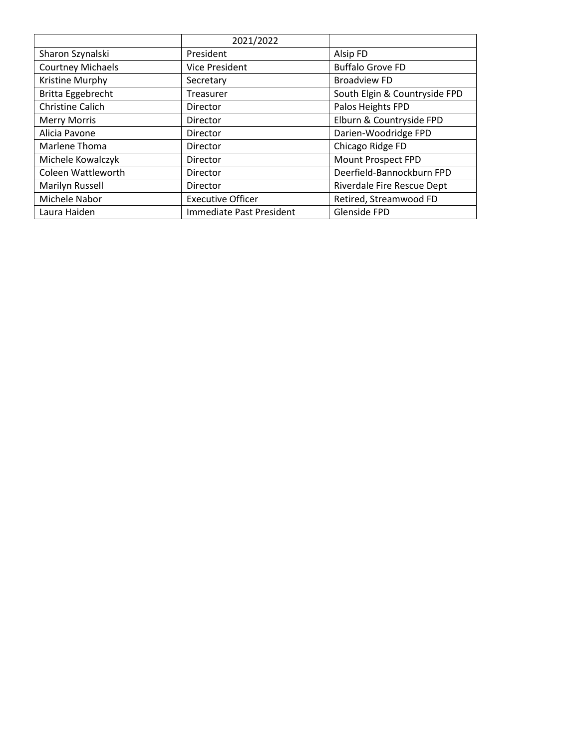| | 2021/2022 | |
|---|---|---|
| Sharon Szynalski | President | Alsip FD |
| Courtney Michaels | Vice President | Buffalo Grove FD |
| Kristine Murphy | Secretary | Broadview FD |
| Britta Eggebrecht | Treasurer | South Elgin & Countryside FPD |
| Christine Calich | Director | Palos Heights FPD |
| Merry Morris | Director | Elburn & Countryside FPD |
| Alicia Pavone | Director | Darien-Woodridge FPD |
| Marlene Thoma | Director | Chicago Ridge FD |
| Michele Kowalczyk | Director | Mount Prospect FPD |
| Coleen Wattleworth | Director | Deerfield-Bannockburn FPD |
| Marilyn Russell | Director | Riverdale Fire Rescue Dept |
| Michele Nabor | Executive Officer | Retired, Streamwood FD |
| Laura Haiden | Immediate Past President | Glenside FPD |